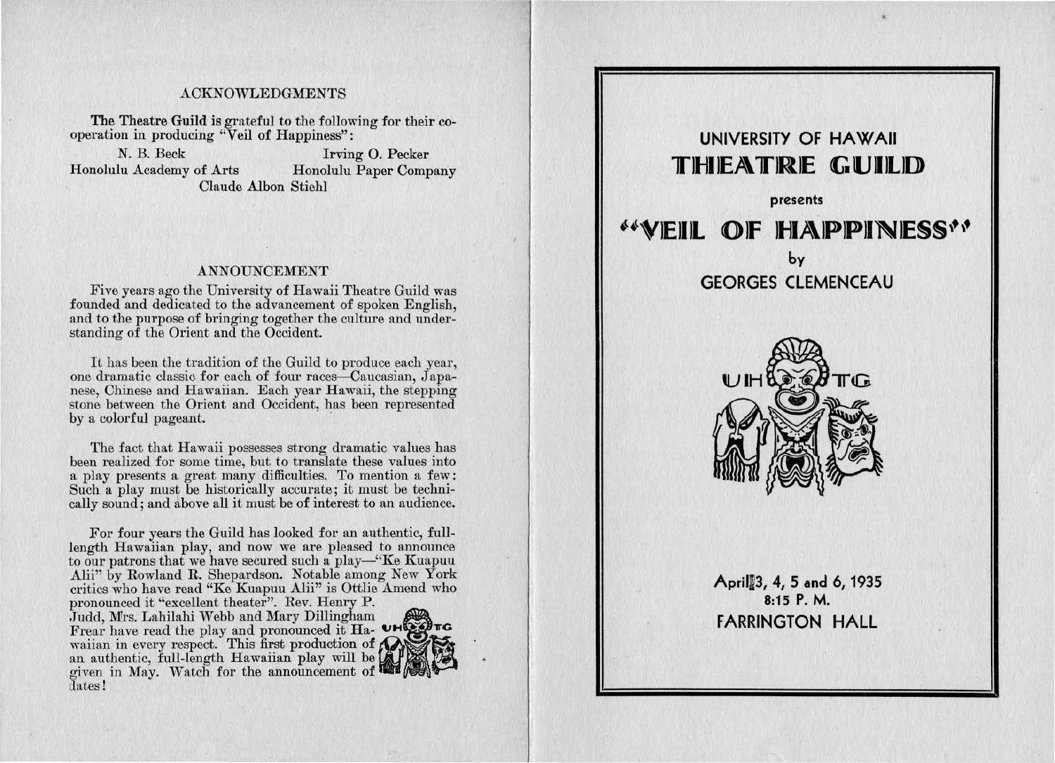## ACKNOWLEDGMENTS

The Theatre Guild is grateful to the following for their co-operation in producing "Veil of Happiness":

N. B. Beck
Irving O. Pecker
Honolulu Academy of Arts
Honolulu Paper Company
Claude Albon Stiehl

## ANNOUNCEMENT

Five years ago the University of Hawaii Theatre Guild was founded and dedicated to the advancement of spoken English, and to the purpose of bringing together the culture and understanding of the Orient and the Occident.

It has been the tradition of the Guild to produce each year, one dramatic classic for each of four races—Caucasian, Japanese, Chinese and Hawaiian. Each year Hawaii, the stepping stone between the Orient and Occident, has been represented by a colorful pageant.

The fact that Hawaii possesses strong dramatic values has been realized for some time, but to translate these values into a play presents a great many difficulties. To mention a few: Such a play must be historically accurate; it must be technically sound; and above all it must be of interest to an audience.

For four years the Guild has looked for an authentic, full-length Hawaiian play, and now we are pleased to announce to our patrons that we have secured such a play—"Ke Kuapuu Alii" by Rowland R. Shepardson. Notable among New York critics who have read "Ke Kuapuu Alii" is Ottlie Amend who pronounced it "excellent theater". Rev. Henry P. Judd, Mrs. Lahilahi Webb and Mary Dillingham Frear have read the play and pronounced it Hawaiian in every respect. This first production of an authentic, full-length Hawaiian play will be given in May. Watch for the announcement of dates!

UNIVERSITY OF HAWAII

# THEATRE GUILD

presents

# "VEIL OF HAPPINESS"

by

GEORGES CLEMENCEAU

UH TG

April 3, 4, 5 and 6, 1935
8:15 P. M.
FARRINGTON HALL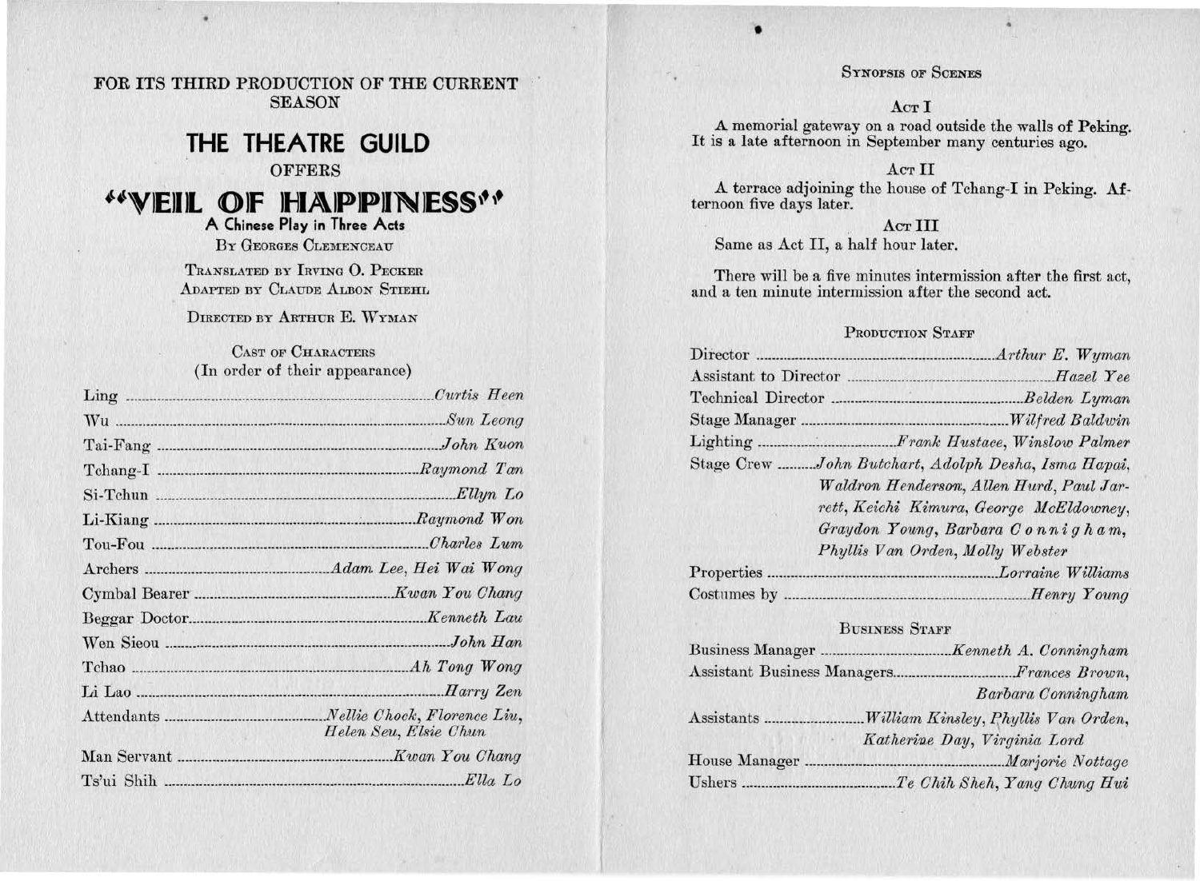FOR ITS THIRD PRODUCTION OF THE CURRENT SEASON

# THE THEATRE GUILD

OFFERS

# "VEIL OF HAPPINESS"

**A Chinese Play in Three Acts**

BY GEORGES CLEMENCEAU

TRANSLATED BY IRVING O. PECKER
ADAPTED BY CLAUDE ALBON STIEHL

DIRECTED BY ARTHUR E. WYMAN

## CAST OF CHARACTERS

(In order of their appearance)

| | |
|---|---|
| Ling | *Curtis Heen* |
| Wu | *Sun Leong* |
| Tai-Fang | *John Kuon* |
| Tchang-I | *Raymond Tan* |
| Si-Tchun | *Ellyn Lo* |
| Li-Kiang | *Raymond Won* |
| Tou-Fou | *Charles Lum* |
| Archers | *Adam Lee, Hei Wai Wong* |
| Cymbal Bearer | *Kwan You Chang* |
| Beggar Doctor | *Kenneth Lau* |
| Wen Sieou | *John Han* |
| Tchao | *Ah Tong Wong* |
| Li Lao | *Harry Zen* |
| Attendants | *Nellie Chock, Florence Liu, Helen Seu, Elsie Chun* |
| Man Servant | *Kwan You Chang* |
| Ts'ui Shih | *Ella Lo* |

## SYNOPSIS OF SCENES

### ACT I

A memorial gateway on a road outside the walls of Peking. It is a late afternoon in September many centuries ago.

### ACT II

A terrace adjoining the house of Tchang-I in Peking. Afternoon five days later.

### ACT III

Same as Act II, a half hour later.

There will be a five minutes intermission after the first act, and a ten minute intermission after the second act.

## PRODUCTION STAFF

| | |
|---|---|
| Director | *Arthur E. Wyman* |
| Assistant to Director | *Hazel Yee* |
| Technical Director | *Belden Lyman* |
| Stage Manager | *Wilfred Baldwin* |
| Lighting | *Frank Hustace, Winslow Palmer* |
| Stage Crew | *John Butchart, Adolph Desha, Isma Hapai, Waldron Henderson, Allen Hurd, Paul Jarrett, Keichi Kimura, George McEldowney, Graydon Young, Barbara Connigham, Phyllis Van Orden, Molly Webster* |
| Properties | *Lorraine Williams* |
| Costumes by | *Henry Young* |

## BUSINESS STAFF

| | |
|---|---|
| Business Manager | *Kenneth A. Conningham* |
| Assistant Business Managers | *Frances Brown, Barbara Conningham* |
| Assistants | *William Kinsley, Phyllis Van Orden, Katherine Day, Virginia Lord* |
| House Manager | *Marjorie Nottage* |
| Ushers | *Te Chih Sheh, Yang Chung Hui* |